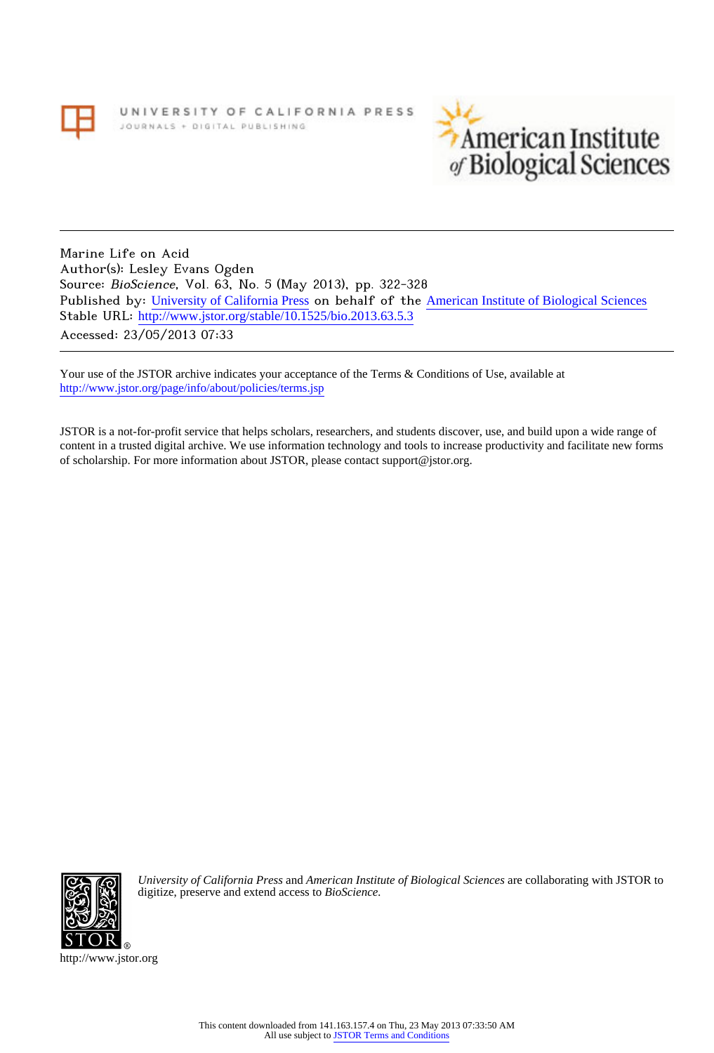Marine Life on Acid
Author(s): Lesley Evans Ogden
Source: *BioScience*, Vol. 63, No. 5 (May 2013), pp. 322-328
Published by: University of California Press on behalf of the American Institute of Biological Sciences
Stable URL: http://www.jstor.org/stable/10.1525/bio.2013.63.5.3
Accessed: 23/05/2013 07:33

---

Your use of the JSTOR archive indicates your acceptance of the Terms & Conditions of Use, available at http://www.jstor.org/page/info/about/policies/terms.jsp

JSTOR is a not-for-profit service that helps scholars, researchers, and students discover, use, and build upon a wide range of content in a trusted digital archive. We use information technology and tools to increase productivity and facilitate new forms of scholarship. For more information about JSTOR, please contact support@jstor.org.

*University of California Press* and *American Institute of Biological Sciences* are collaborating with JSTOR to digitize, preserve and extend access to *BioScience.*

http://www.jstor.org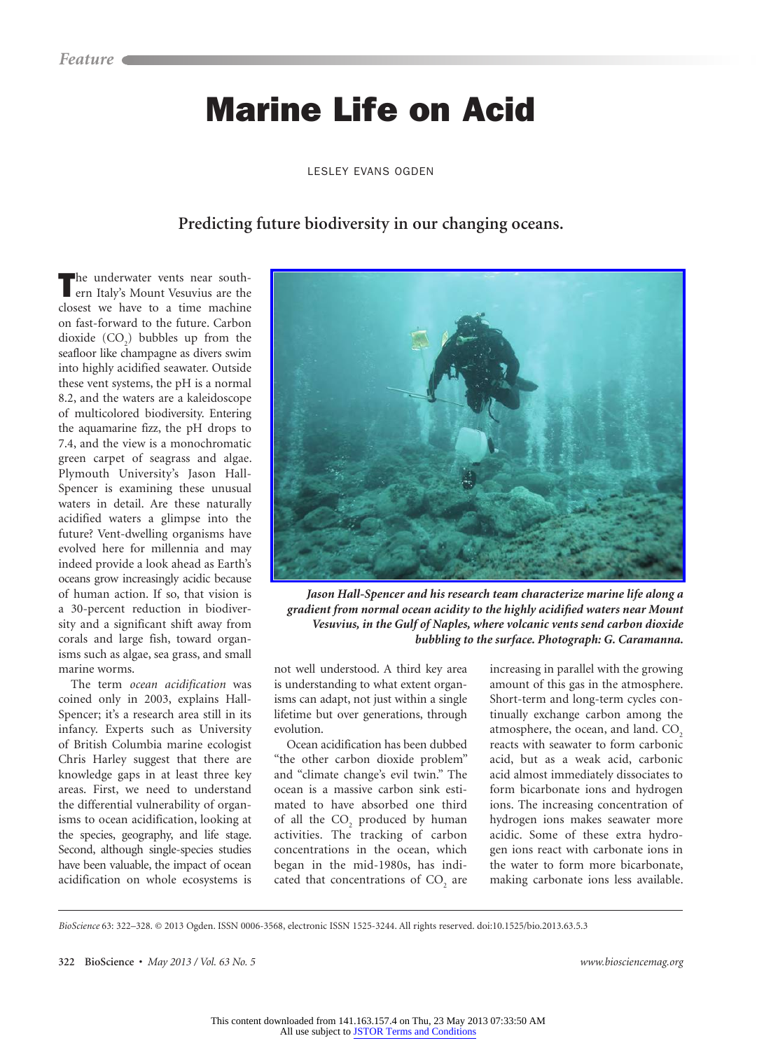# Marine Life on Acid

LESLEY EVANS OGDEN

**Predicting future biodiversity in our changing oceans.**

The underwater vents near southern Italy's Mount Vesuvius are the closest we have to a time machine on fast-forward to the future. Carbon dioxide ($CO_2$) bubbles up from the seafloor like champagne as divers swim into highly acidified seawater. Outside these vent systems, the pH is a normal 8.2, and the waters are a kaleidoscope of multicolored biodiversity. Entering the aquamarine fizz, the pH drops to 7.4, and the view is a monochromatic green carpet of seagrass and algae. Plymouth University's Jason Hall-Spencer is examining these unusual waters in detail. Are these naturally acidified waters a glimpse into the future? Vent-dwelling organisms have evolved here for millennia and may indeed provide a look ahead as Earth's oceans grow increasingly acidic because of human action. If so, that vision is a 30-percent reduction in biodiversity and a significant shift away from corals and large fish, toward organisms such as algae, sea grass, and small marine worms.

*Jason Hall-Spencer and his research team characterize marine life along a gradient from normal ocean acidity to the highly acidified waters near Mount Vesuvius, in the Gulf of Naples, where volcanic vents send carbon dioxide bubbling to the surface. Photograph: G. Caramanna.*

The term *ocean acidification* was coined only in 2003, explains Hall-Spencer; it's a research area still in its infancy. Experts such as University of British Columbia marine ecologist Chris Harley suggest that there are knowledge gaps in at least three key areas. First, we need to understand the differential vulnerability of organisms to ocean acidification, looking at the species, geography, and life stage. Second, although single-species studies have been valuable, the impact of ocean acidification on whole ecosystems is not well understood. A third key area is understanding to what extent organisms can adapt, not just within a single lifetime but over generations, through evolution.

Ocean acidification has been dubbed "the other carbon dioxide problem" and "climate change's evil twin." The ocean is a massive carbon sink estimated to have absorbed one third of all the $CO_2$ produced by human activities. The tracking of carbon concentrations in the ocean, which began in the mid-1980s, has indicated that concentrations of $CO_2$ are increasing in parallel with the growing amount of this gas in the atmosphere. Short-term and long-term cycles continually exchange carbon among the atmosphere, the ocean, and land. $CO_2$ reacts with seawater to form carbonic acid, but as a weak acid, carbonic acid almost immediately dissociates to form bicarbonate ions and hydrogen ions. The increasing concentration of hydrogen ions makes seawater more acidic. Some of these extra hydrogen ions react with carbonate ions in the water to form more bicarbonate, making carbonate ions less available.

*BioScience* 63: 322–328. © 2013 Ogden. ISSN 0006-3568, electronic ISSN 1525-3244. All rights reserved. doi:10.1525/bio.2013.63.5.3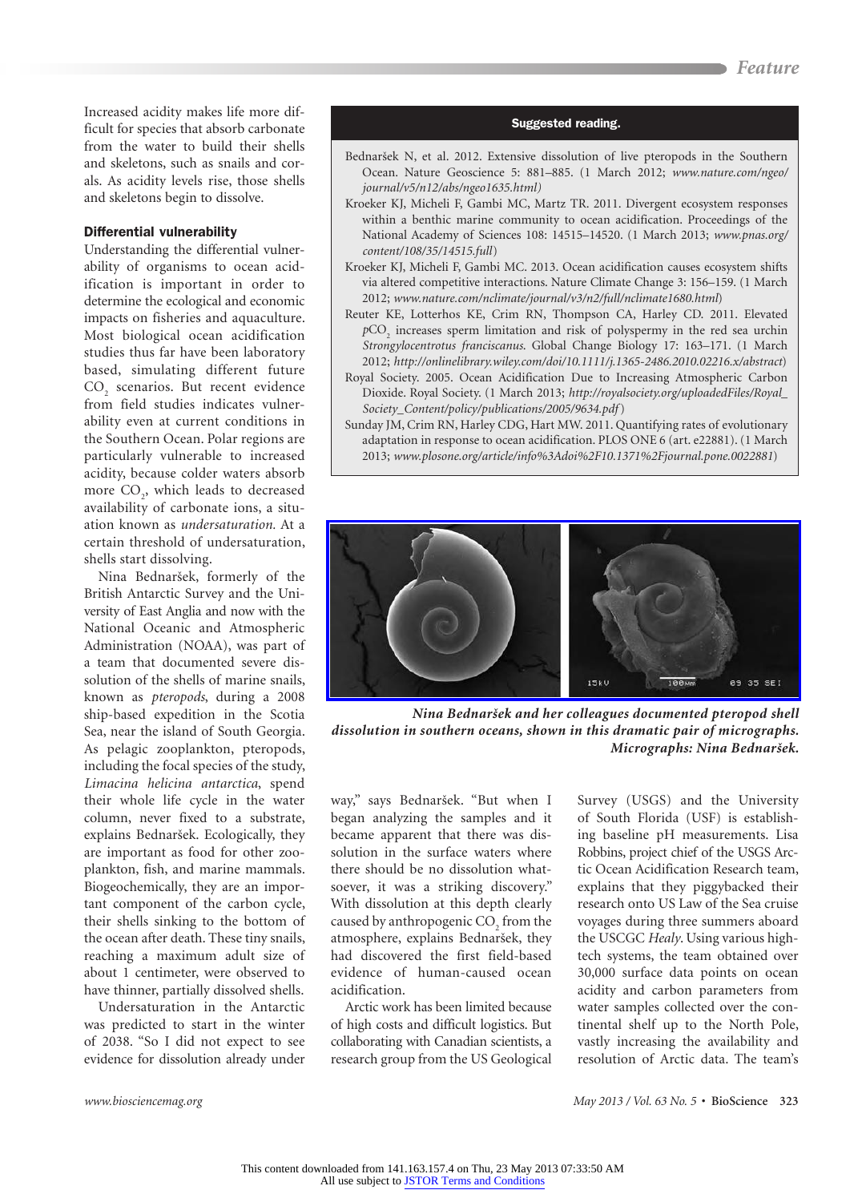Increased acidity makes life more difficult for species that absorb carbonate from the water to build their shells and skeletons, such as snails and corals. As acidity levels rise, those shells and skeletons begin to dissolve.

## Differential vulnerability

Understanding the differential vulnerability of organisms to ocean acidification is important in order to determine the ecological and economic impacts on fisheries and aquaculture. Most biological ocean acidification studies thus far have been laboratory based, simulating different future $CO_2$ scenarios. But recent evidence from field studies indicates vulnerability even at current conditions in the Southern Ocean. Polar regions are particularly vulnerable to increased acidity, because colder waters absorb more $CO_2$, which leads to decreased availability of carbonate ions, a situation known as *undersaturation.* At a certain threshold of undersaturation, shells start dissolving.

Nina Bednaršek, formerly of the British Antarctic Survey and the University of East Anglia and now with the National Oceanic and Atmospheric Administration (NOAA), was part of a team that documented severe dissolution of the shells of marine snails, known as *pteropods*, during a 2008 ship-based expedition in the Scotia Sea, near the island of South Georgia. As pelagic zooplankton, pteropods, including the focal species of the study, *Limacina helicina antarctica*, spend their whole life cycle in the water column, never fixed to a substrate, explains Bednaršek. Ecologically, they are important as food for other zooplankton, fish, and marine mammals. Biogeochemically, they are an important component of the carbon cycle, their shells sinking to the bottom of the ocean after death. These tiny snails, reaching a maximum adult size of about 1 centimeter, were observed to have thinner, partially dissolved shells.

Undersaturation in the Antarctic was predicted to start in the winter of 2038. "So I did not expect to see evidence for dissolution already under way," says Bednaršek. "But when I began analyzing the samples and it became apparent that there was dissolution in the surface waters where there should be no dissolution whatsoever, it was a striking discovery." With dissolution at this depth clearly caused by anthropogenic $CO_2$ from the atmosphere, explains Bednaršek, they had discovered the first field-based evidence of human-caused ocean acidification.

Arctic work has been limited because of high costs and difficult logistics. But collaborating with Canadian scientists, a research group from the US Geological Survey (USGS) and the University of South Florida (USF) is establishing baseline pH measurements. Lisa Robbins, project chief of the USGS Arctic Ocean Acidification Research team, explains that they piggybacked their research onto US Law of the Sea cruise voyages during three summers aboard the USCGC *Healy*. Using various high-tech systems, the team obtained over 30,000 surface data points on ocean acidity and carbon parameters from water samples collected over the continental shelf up to the North Pole, vastly increasing the availability and resolution of Arctic data. The team's

**Suggested reading.**

Bednaršek N, et al. 2012. Extensive dissolution of live pteropods in the Southern Ocean. Nature Geoscience 5: 881–885. (1 March 2012; *www.nature.com/ngeo/journal/v5/n12/abs/ngeo1635.html)*

Kroeker KJ, Micheli F, Gambi MC, Martz TR. 2011. Divergent ecosystem responses within a benthic marine community to ocean acidification. Proceedings of the National Academy of Sciences 108: 14515–14520. (1 March 2013; *www.pnas.org/content/108/35/14515.full*)

Kroeker KJ, Micheli F, Gambi MC. 2013. Ocean acidification causes ecosystem shifts via altered competitive interactions. Nature Climate Change 3: 156–159. (1 March 2012; *www.nature.com/nclimate/journal/v3/n2/full/nclimate1680.html*)

Reuter KE, Lotterhos KE, Crim RN, Thompson CA, Harley CD. 2011. Elevated $p$$CO_2$ increases sperm limitation and risk of polyspermy in the red sea urchin *Strongylocentrotus franciscanus*. Global Change Biology 17: 163–171. (1 March 2012; *http://onlinelibrary.wiley.com/doi/10.1111/j.1365-2486.2010.02216.x/abstract*)

Royal Society. 2005. Ocean Acidification Due to Increasing Atmospheric Carbon Dioxide. Royal Society. (1 March 2013; *http://royalsociety.org/uploadedFiles/Royal_Society_Content/policy/publications/2005/9634.pdf*)

Sunday JM, Crim RN, Harley CDG, Hart MW. 2011. Quantifying rates of evolutionary adaptation in response to ocean acidification. PLOS ONE 6 (art. e22881). (1 March 2013; *www.plosone.org/article/info%3Adoi%2F10.1371%2Fjournal.pone.0022881*)

***Nina Bednaršek and her colleagues documented pteropod shell dissolution in southern oceans, shown in this dramatic pair of micrographs. Micrographs: Nina Bednaršek.***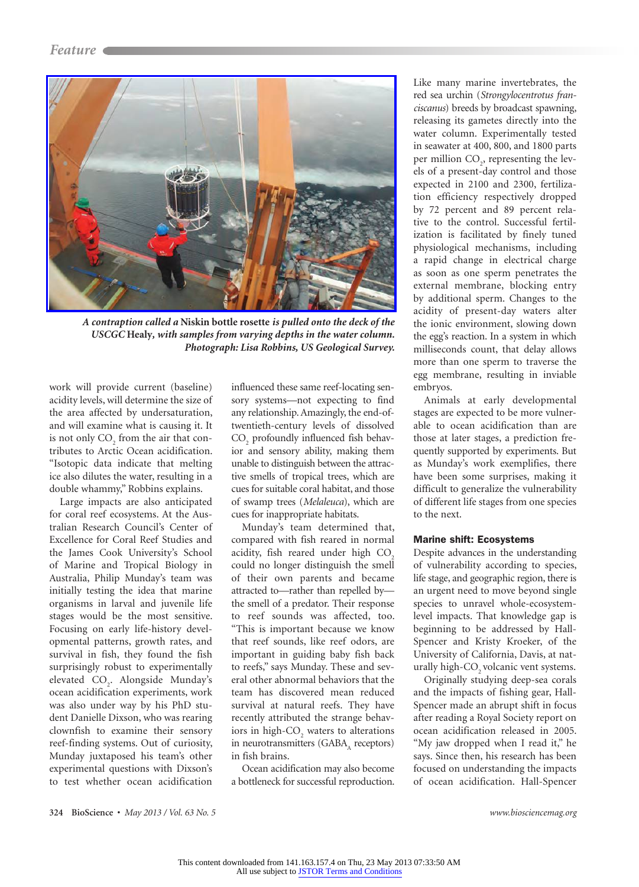A contraption called a **Niskin bottle rosette** is pulled onto the deck of the USCGC **Healy**, with samples from varying depths in the water column. Photograph: Lisa Robbins, US Geological Survey.

work will provide current (baseline) acidity levels, will determine the size of the area affected by undersaturation, and will examine what is causing it. It is not only $CO_2$ from the air that contributes to Arctic Ocean acidification. "Isotopic data indicate that melting ice also dilutes the water, resulting in a double whammy," Robbins explains.

Large impacts are also anticipated for coral reef ecosystems. At the Australian Research Council's Center of Excellence for Coral Reef Studies and the James Cook University's School of Marine and Tropical Biology in Australia, Philip Munday's team was initially testing the idea that marine organisms in larval and juvenile life stages would be the most sensitive. Focusing on early life-history developmental patterns, growth rates, and survival in fish, they found the fish surprisingly robust to experimentally elevated $CO_2$. Alongside Munday's ocean acidification experiments, work was also under way by his PhD student Danielle Dixson, who was rearing clownfish to examine their sensory reef-finding systems. Out of curiosity, Munday juxtaposed his team's other experimental questions with Dixson's to test whether ocean acidification influenced these same reef-locating sensory systems—not expecting to find any relationship. Amazingly, the end-of-twentieth-century levels of dissolved $CO_2$ profoundly influenced fish behavior and sensory ability, making them unable to distinguish between the attractive smells of tropical trees, which are cues for suitable coral habitat, and those of swamp trees (*Melaleuca*), which are cues for inappropriate habitats.

Munday's team determined that, compared with fish reared in normal acidity, fish reared under high $CO_2$ could no longer distinguish the smell of their own parents and became attracted to—rather than repelled by—the smell of a predator. Their response to reef sounds was affected, too. "This is important because we know that reef sounds, like reef odors, are important in guiding baby fish back to reefs," says Munday. These and several other abnormal behaviors that the team has discovered mean reduced survival at natural reefs. They have recently attributed the strange behaviors in high-$CO_2$ waters to alterations in neurotransmitters ($GABA_A$ receptors) in fish brains.

Ocean acidification may also become a bottleneck for successful reproduction. Like many marine invertebrates, the red sea urchin (*Strongylocentrotus franciscanus*) breeds by broadcast spawning, releasing its gametes directly into the water column. Experimentally tested in seawater at 400, 800, and 1800 parts per million $CO_2$, representing the levels of a present-day control and those expected in 2100 and 2300, fertilization efficiency respectively dropped by 72 percent and 89 percent relative to the control. Successful fertilization is facilitated by finely tuned physiological mechanisms, including a rapid change in electrical charge as soon as one sperm penetrates the external membrane, blocking entry by additional sperm. Changes to the acidity of present-day waters alter the ionic environment, slowing down the egg's reaction. In a system in which milliseconds count, that delay allows more than one sperm to traverse the egg membrane, resulting in inviable embryos.

Animals at early developmental stages are expected to be more vulnerable to ocean acidification than are those at later stages, a prediction frequently supported by experiments. But as Munday's work exemplifies, there have been some surprises, making it difficult to generalize the vulnerability of different life stages from one species to the next.

## Marine shift: Ecosystems

Despite advances in the understanding of vulnerability according to species, life stage, and geographic region, there is an urgent need to move beyond single species to unravel whole-ecosystem-level impacts. That knowledge gap is beginning to be addressed by Hall-Spencer and Kristy Kroeker, of the University of California, Davis, at naturally high-$CO_2$ volcanic vent systems.

Originally studying deep-sea corals and the impacts of fishing gear, Hall-Spencer made an abrupt shift in focus after reading a Royal Society report on ocean acidification released in 2005. "My jaw dropped when I read it," he says. Since then, his research has been focused on understanding the impacts of ocean acidification. Hall-Spencer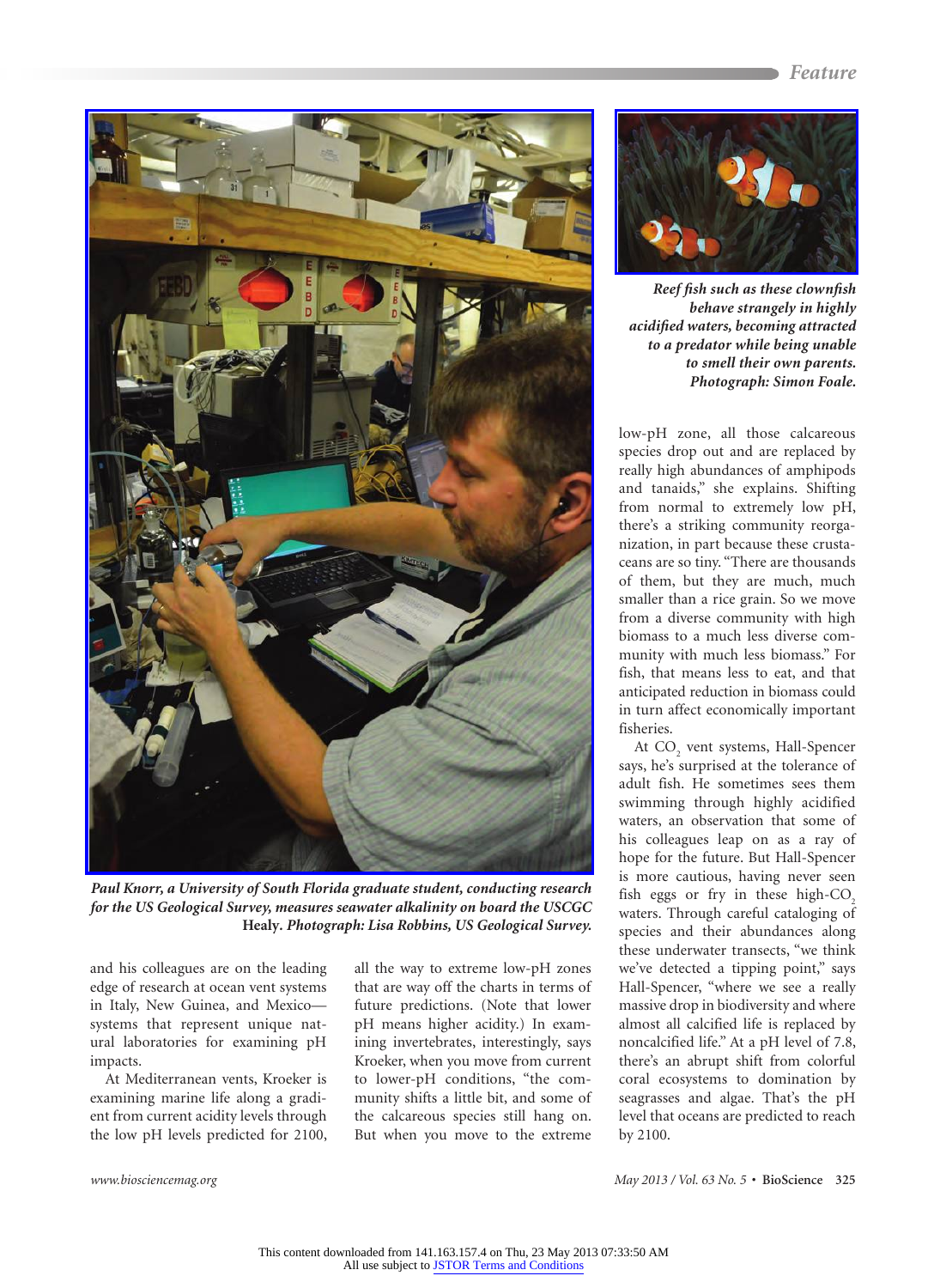*Reef fish such as these clownfish behave strangely in highly acidified waters, becoming attracted to a predator while being unable to smell their own parents. Photograph: Simon Foale.*

*Paul Knorr, a University of South Florida graduate student, conducting research for the US Geological Survey, measures seawater alkalinity on board the USCGC* Healy. *Photograph: Lisa Robbins, US Geological Survey.*

and his colleagues are on the leading edge of research at ocean vent systems in Italy, New Guinea, and Mexico—systems that represent unique natural laboratories for examining pH impacts.

At Mediterranean vents, Kroeker is examining marine life along a gradient from current acidity levels through the low pH levels predicted for 2100, all the way to extreme low-pH zones that are way off the charts in terms of future predictions. (Note that lower pH means higher acidity.) In examining invertebrates, interestingly, says Kroeker, when you move from current to lower-pH conditions, "the community shifts a little bit, and some of the calcareous species still hang on. But when you move to the extreme low-pH zone, all those calcareous species drop out and are replaced by really high abundances of amphipods and tanaids," she explains. Shifting from normal to extremely low pH, there's a striking community reorganization, in part because these crustaceans are so tiny. "There are thousands of them, but they are much, much smaller than a rice grain. So we move from a diverse community with high biomass to a much less diverse community with much less biomass." For fish, that means less to eat, and that anticipated reduction in biomass could in turn affect economically important fisheries.

At $CO_2$ vent systems, Hall-Spencer says, he's surprised at the tolerance of adult fish. He sometimes sees them swimming through highly acidified waters, an observation that some of his colleagues leap on as a ray of hope for the future. But Hall-Spencer is more cautious, having never seen fish eggs or fry in these high-$CO_2$ waters. Through careful cataloging of species and their abundances along these underwater transects, "we think we've detected a tipping point," says Hall-Spencer, "where we see a really massive drop in biodiversity and where almost all calcified life is replaced by noncalcified life." At a pH level of 7.8, there's an abrupt shift from colorful coral ecosystems to domination by seagrasses and algae. That's the pH level that oceans are predicted to reach by 2100.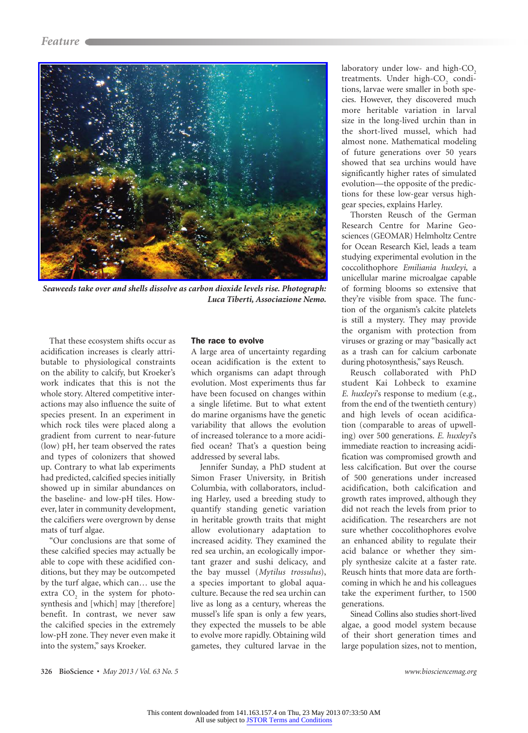Seaweeds take over and shells dissolve as carbon dioxide levels rise. Photograph: Luca Tiberti, Associazione Nemo.

That these ecosystem shifts occur as acidification increases is clearly attributable to physiological constraints on the ability to calcify, but Kroeker's work indicates that this is not the whole story. Altered competitive interactions may also influence the suite of species present. In an experiment in which rock tiles were placed along a gradient from current to near-future (low) pH, her team observed the rates and types of colonizers that showed up. Contrary to what lab experiments had predicted, calcified species initially showed up in similar abundances on the baseline- and low-pH tiles. However, later in community development, the calcifiers were overgrown by dense mats of turf algae.

"Our conclusions are that some of these calcified species may actually be able to cope with these acidified conditions, but they may be outcompeted by the turf algae, which can… use the extra $CO_2$ in the system for photosynthesis and [which] may [therefore] benefit. In contrast, we never saw the calcified species in the extremely low-pH zone. They never even make it into the system," says Kroeker.

## The race to evolve

A large area of uncertainty regarding ocean acidification is the extent to which organisms can adapt through evolution. Most experiments thus far have been focused on changes within a single lifetime. But to what extent do marine organisms have the genetic variability that allows the evolution of increased tolerance to a more acidified ocean? That's a question being addressed by several labs.

Jennifer Sunday, a PhD student at Simon Fraser University, in British Columbia, with collaborators, including Harley, used a breeding study to quantify standing genetic variation in heritable growth traits that might allow evolutionary adaptation to increased acidity. They examined the red sea urchin, an ecologically important grazer and sushi delicacy, and the bay mussel (*Mytilus trossulus*), a species important to global aquaculture. Because the red sea urchin can live as long as a century, whereas the mussel's life span is only a few years, they expected the mussels to be able to evolve more rapidly. Obtaining wild gametes, they cultured larvae in the laboratory under low- and high-$CO_2$ treatments. Under high-$CO_2$ conditions, larvae were smaller in both species. However, they discovered much more heritable variation in larval size in the long-lived urchin than in the short-lived mussel, which had almost none. Mathematical modeling of future generations over 50 years showed that sea urchins would have significantly higher rates of simulated evolution—the opposite of the predictions for these low-gear versus high-gear species, explains Harley.

Thorsten Reusch of the German Research Centre for Marine Geosciences (GEOMAR) Helmholtz Centre for Ocean Research Kiel, leads a team studying experimental evolution in the coccolithophore *Emiliania huxleyi*, a unicellular marine microalgae capable of forming blooms so extensive that they're visible from space. The function of the organism's calcite platelets is still a mystery. They may provide the organism with protection from viruses or grazing or may "basically act as a trash can for calcium carbonate during photosynthesis," says Reusch.

Reusch collaborated with PhD student Kai Lohbeck to examine *E. huxleyi*'s response to medium (e.g., from the end of the twentieth century) and high levels of ocean acidification (comparable to areas of upwelling) over 500 generations. *E. huxleyi*'s immediate reaction to increasing acidification was compromised growth and less calcification. But over the course of 500 generations under increased acidification, both calcification and growth rates improved, although they did not reach the levels from prior to acidification. The researchers are not sure whether coccolithophores evolve an enhanced ability to regulate their acid balance or whether they simply synthesize calcite at a faster rate. Reusch hints that more data are forthcoming in which he and his colleagues take the experiment further, to 1500 generations.

Sinead Collins also studies short-lived algae, a good model system because of their short generation times and large population sizes, not to mention,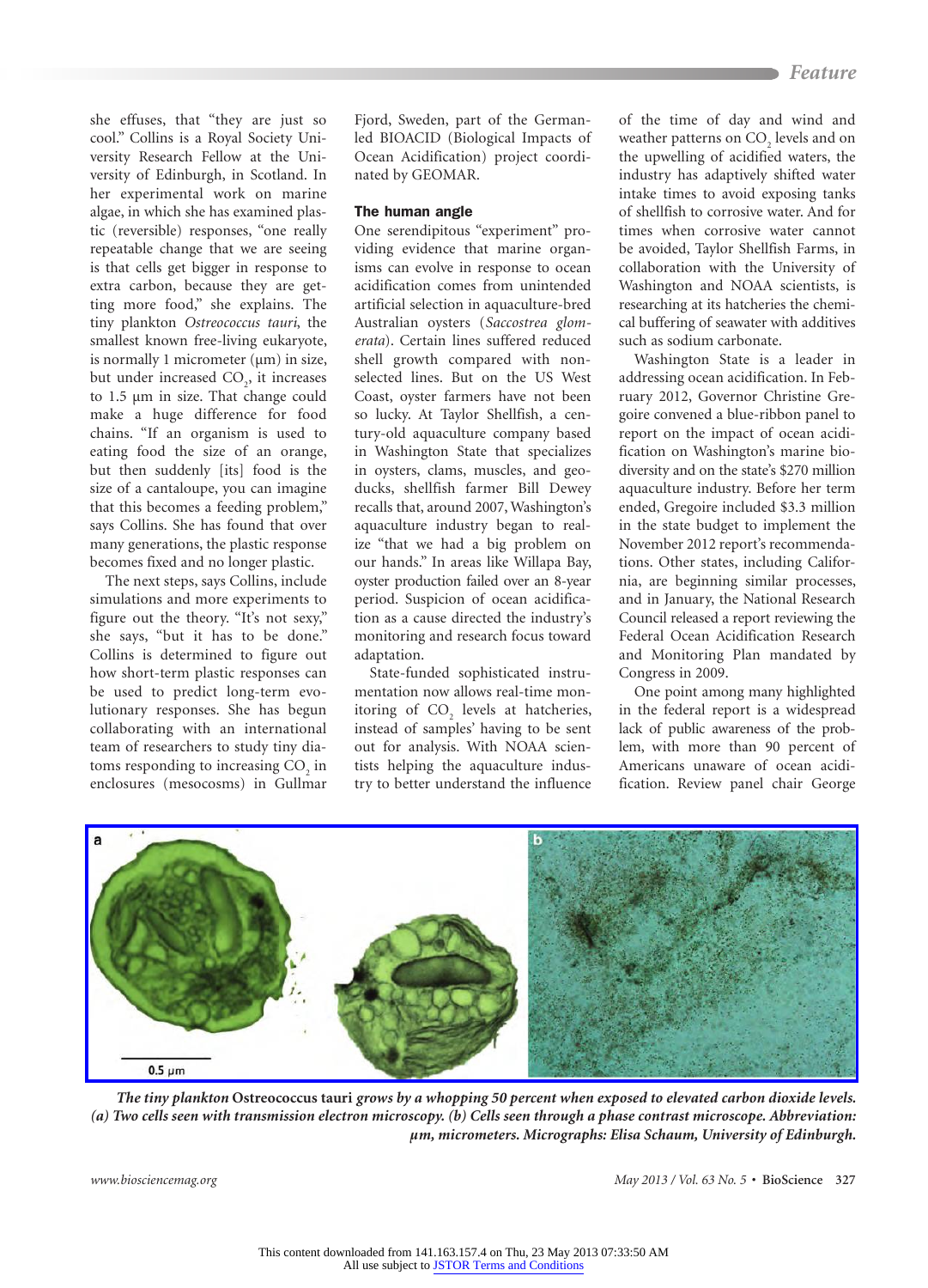she effuses, that "they are just so cool." Collins is a Royal Society University Research Fellow at the University of Edinburgh, in Scotland. In her experimental work on marine algae, in which she has examined plastic (reversible) responses, "one really repeatable change that we are seeing is that cells get bigger in response to extra carbon, because they are getting more food," she explains. The tiny plankton *Ostreococcus tauri*, the smallest known free-living eukaryote, is normally 1 micrometer (μm) in size, but under increased $CO_2$, it increases to 1.5 μm in size. That change could make a huge difference for food chains. "If an organism is used to eating food the size of an orange, but then suddenly [its] food is the size of a cantaloupe, you can imagine that this becomes a feeding problem," says Collins. She has found that over many generations, the plastic response becomes fixed and no longer plastic.

The next steps, says Collins, include simulations and more experiments to figure out the theory. "It's not sexy," she says, "but it has to be done." Collins is determined to figure out how short-term plastic responses can be used to predict long-term evolutionary responses. She has begun collaborating with an international team of researchers to study tiny diatoms responding to increasing $CO_2$ in enclosures (mesocosms) in Gullmar Fjord, Sweden, part of the German-led BIOACID (Biological Impacts of Ocean Acidification) project coordinated by GEOMAR.

## The human angle

One serendipitous "experiment" providing evidence that marine organisms can evolve in response to ocean acidification comes from unintended artificial selection in aquaculture-bred Australian oysters (*Saccostrea glomerata*). Certain lines suffered reduced shell growth compared with nonselected lines. But on the US West Coast, oyster farmers have not been so lucky. At Taylor Shellfish, a century-old aquaculture company based in Washington State that specializes in oysters, clams, muscles, and geoducks, shellfish farmer Bill Dewey recalls that, around 2007, Washington's aquaculture industry began to realize "that we had a big problem on our hands." In areas like Willapa Bay, oyster production failed over an 8-year period. Suspicion of ocean acidification as a cause directed the industry's monitoring and research focus toward adaptation.

State-funded sophisticated instrumentation now allows real-time monitoring of $CO_2$ levels at hatcheries, instead of samples' having to be sent out for analysis. With NOAA scientists helping the aquaculture industry to better understand the influence of the time of day and wind and weather patterns on $CO_2$ levels and on the upwelling of acidified waters, the industry has adaptively shifted water intake times to avoid exposing tanks of shellfish to corrosive water. And for times when corrosive water cannot be avoided, Taylor Shellfish, in collaboration with the University of Washington and NOAA scientists, is researching at its hatcheries the chemical buffering of seawater with additives such as sodium carbonate.

Washington State is a leader in addressing ocean acidification. In February 2012, Governor Christine Gregoire convened a blue-ribbon panel to report on the impact of ocean acidification on Washington's marine biodiversity and on the state's $270 million aquaculture industry. Before her term ended, Gregoire included $3.3 million in the state budget to implement the November 2012 report's recommendations. Other states, including California, are beginning similar processes, and in January, the National Research Council released a report reviewing the Federal Ocean Acidification Research and Monitoring Plan mandated by Congress in 2009.

One point among many highlighted in the federal report is a widespread lack of public awareness of the problem, with more than 90 percent of Americans unaware of ocean acidification. Review panel chair George

*The tiny plankton* **Ostreococcus tauri** *grows by a whopping 50 percent when exposed to elevated carbon dioxide levels. (a) Two cells seen with transmission electron microscopy. (b) Cells seen through a phase contrast microscope. Abbreviation: μm, micrometers. Micrographs: Elisa Schaum, University of Edinburgh.*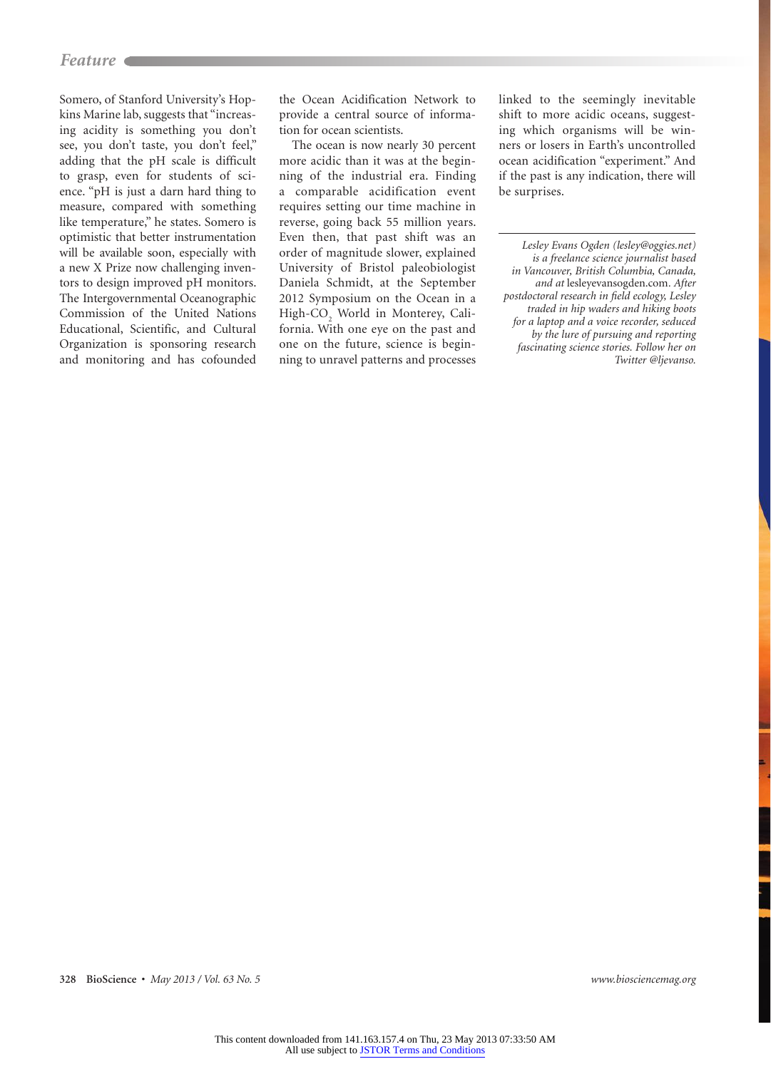Somero, of Stanford University's Hopkins Marine lab, suggests that "increasing acidity is something you don't see, you don't taste, you don't feel," adding that the pH scale is difficult to grasp, even for students of science. "pH is just a darn hard thing to measure, compared with something like temperature," he states. Somero is optimistic that better instrumentation will be available soon, especially with a new X Prize now challenging inventors to design improved pH monitors. The Intergovernmental Oceanographic Commission of the United Nations Educational, Scientific, and Cultural Organization is sponsoring research and monitoring and has cofounded the Ocean Acidification Network to provide a central source of information for ocean scientists.

The ocean is now nearly 30 percent more acidic than it was at the beginning of the industrial era. Finding a comparable acidification event requires setting our time machine in reverse, going back 55 million years. Even then, that past shift was an order of magnitude slower, explained University of Bristol paleobiologist Daniela Schmidt, at the September 2012 Symposium on the Ocean in a High-$CO_2$ World in Monterey, California. With one eye on the past and one on the future, science is beginning to unravel patterns and processes linked to the seemingly inevitable shift to more acidic oceans, suggesting which organisms will be winners or losers in Earth's uncontrolled ocean acidification "experiment." And if the past is any indication, there will be surprises.

---

*Lesley Evans Ogden (lesley@oggies.net) is a freelance science journalist based in Vancouver, British Columbia, Canada, and at* lesleyevansogden.com. *After postdoctoral research in field ecology, Lesley traded in hip waders and hiking boots for a laptop and a voice recorder, seduced by the lure of pursuing and reporting fascinating science stories. Follow her on Twitter @ljevanso.*